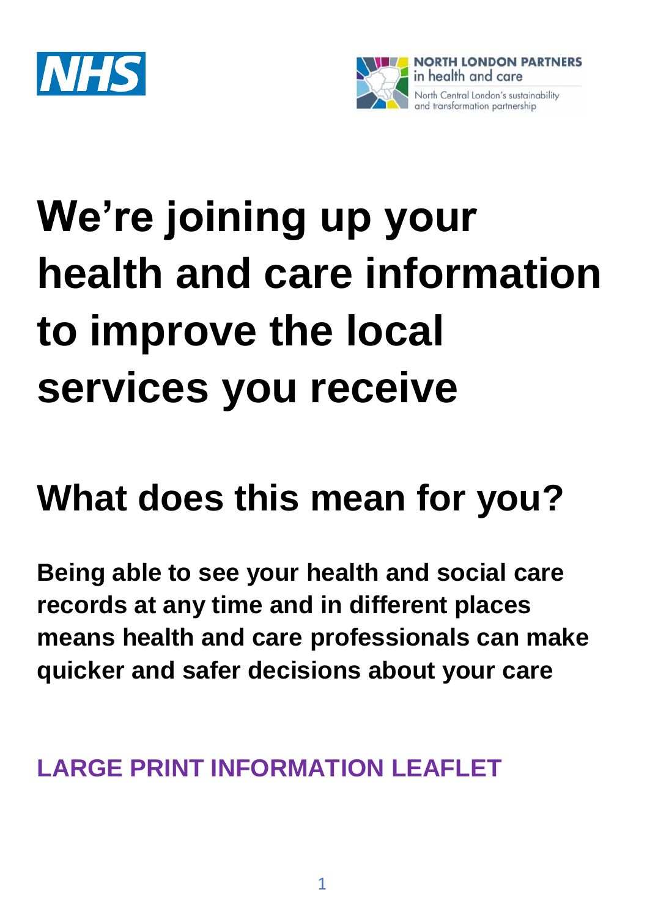NHS

NORTH LONDON PARTNERS in health and care

North Central London's sustainability and transformation partnership

# We're joining up your health and care information to improve the local services you receive

## What does this mean for you?

**Being able to see your health and social care records at any time and in different places means health and care professionals can make quicker and safer decisions about your care**

**LARGE PRINT INFORMATION LEAFLET**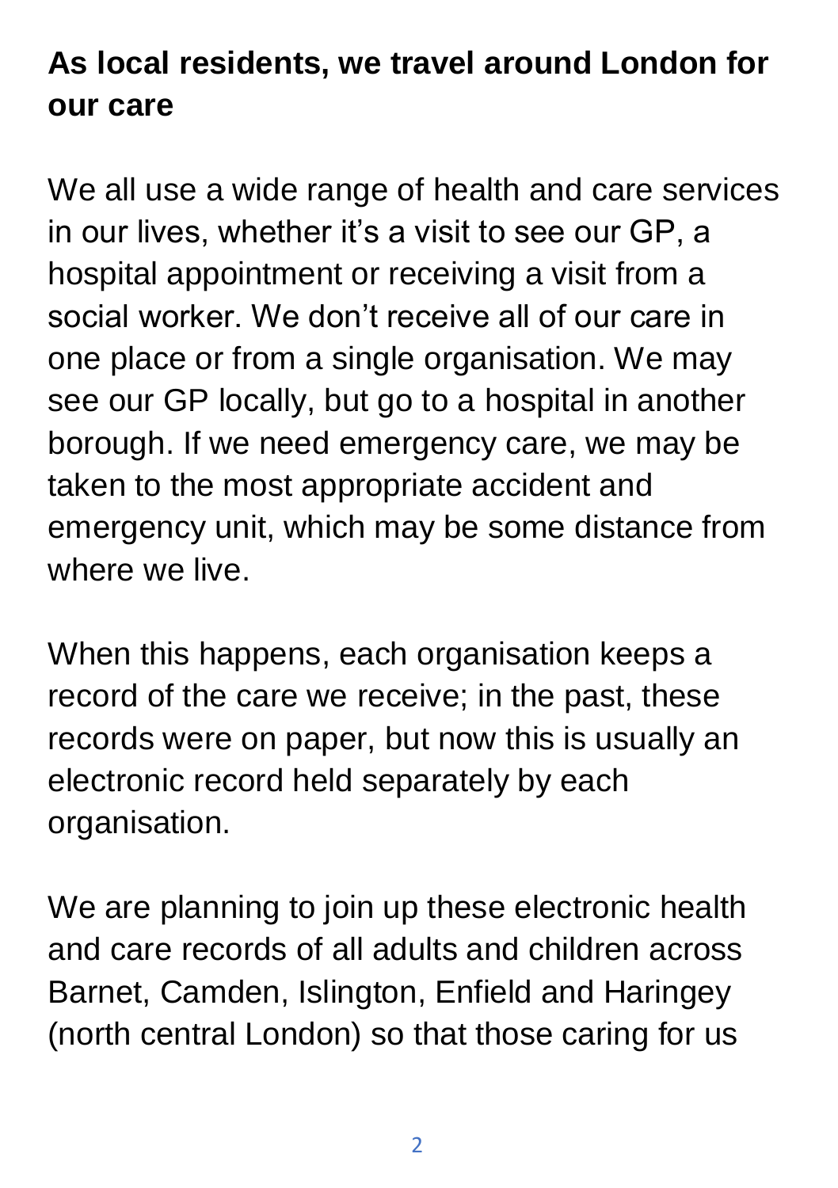## As local residents, we travel around London for our care

We all use a wide range of health and care services in our lives, whether it's a visit to see our GP, a hospital appointment or receiving a visit from a social worker. We don't receive all of our care in one place or from a single organisation. We may see our GP locally, but go to a hospital in another borough. If we need emergency care, we may be taken to the most appropriate accident and emergency unit, which may be some distance from where we live.

When this happens, each organisation keeps a record of the care we receive; in the past, these records were on paper, but now this is usually an electronic record held separately by each organisation.

We are planning to join up these electronic health and care records of all adults and children across Barnet, Camden, Islington, Enfield and Haringey (north central London) so that those caring for us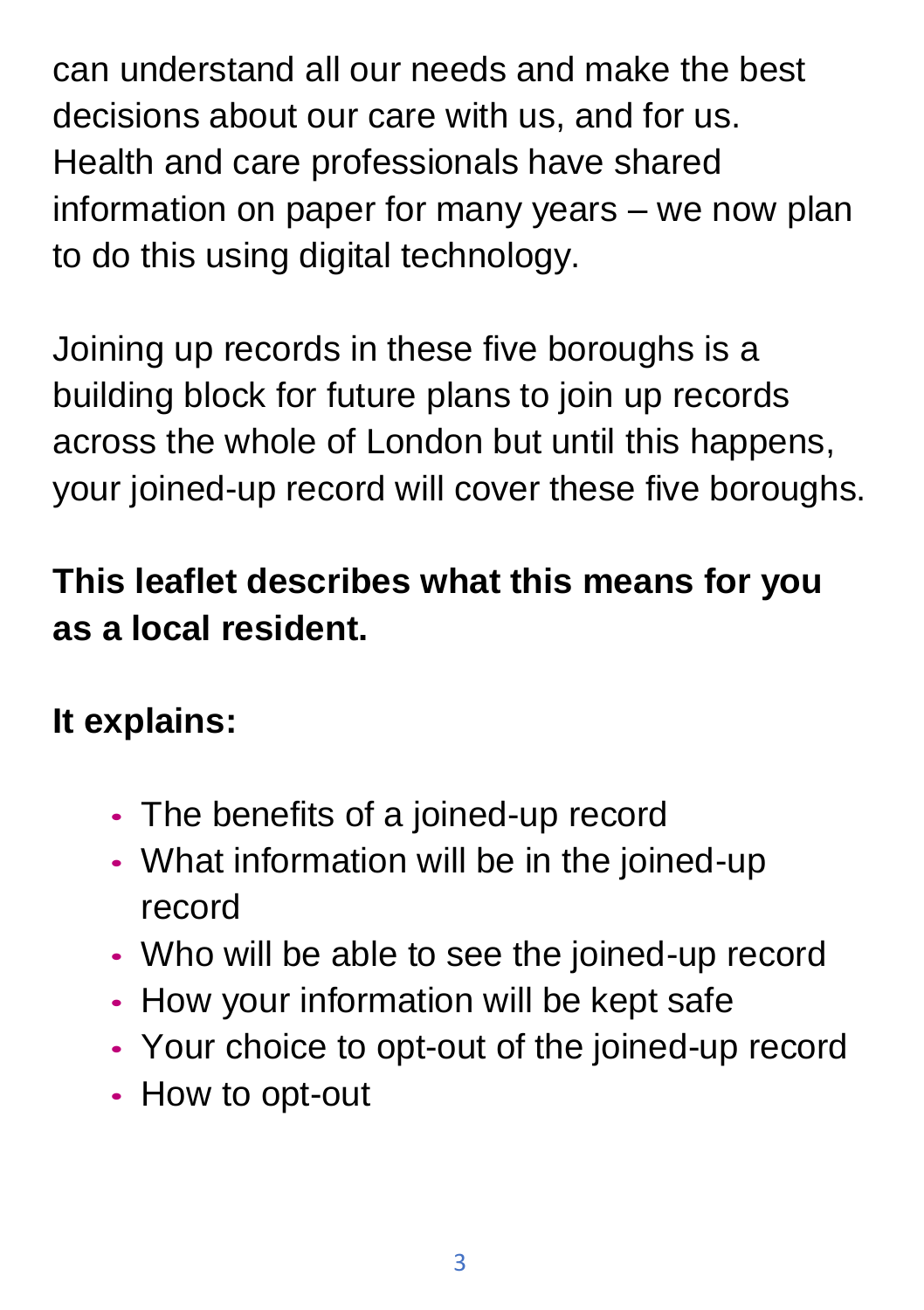can understand all our needs and make the best decisions about our care with us, and for us. Health and care professionals have shared information on paper for many years – we now plan to do this using digital technology.

Joining up records in these five boroughs is a building block for future plans to join up records across the whole of London but until this happens, your joined-up record will cover these five boroughs.

**This leaflet describes what this means for you as a local resident.**

**It explains:**

- The benefits of a joined-up record
- What information will be in the joined-up record
- Who will be able to see the joined-up record
- How your information will be kept safe
- Your choice to opt-out of the joined-up record
- How to opt-out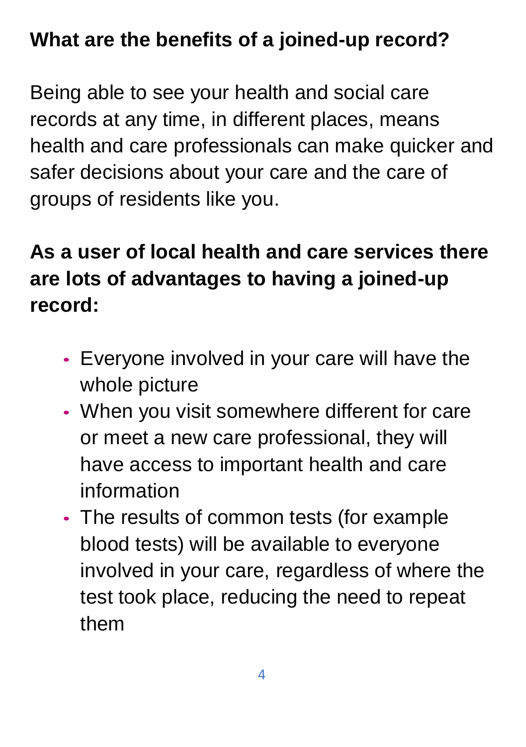## What are the benefits of a joined-up record?

Being able to see your health and social care records at any time, in different places, means health and care professionals can make quicker and safer decisions about your care and the care of groups of residents like you.

**As a user of local health and care services there are lots of advantages to having a joined-up record:**

- Everyone involved in your care will have the whole picture
- When you visit somewhere different for care or meet a new care professional, they will have access to important health and care information
- The results of common tests (for example blood tests) will be available to everyone involved in your care, regardless of where the test took place, reducing the need to repeat them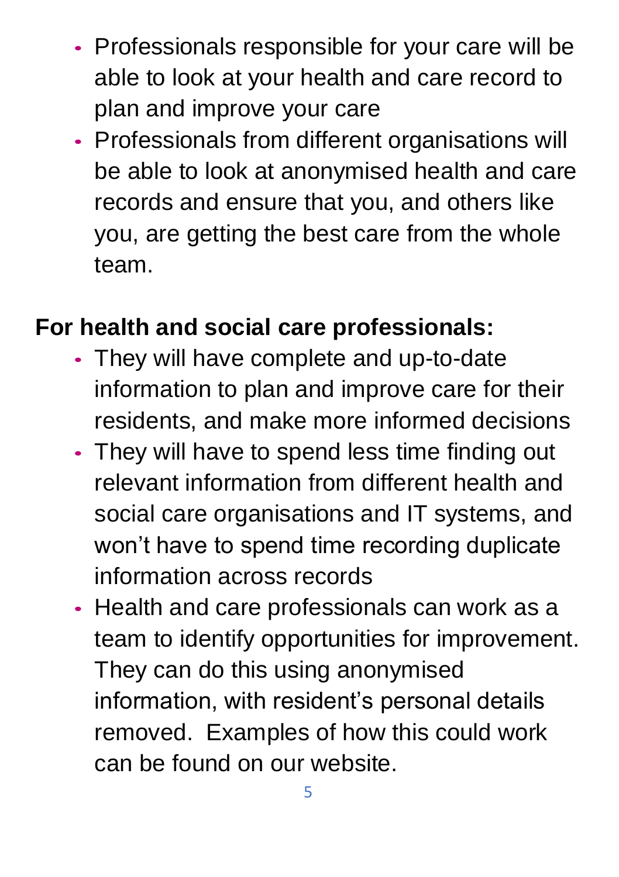- Professionals responsible for your care will be able to look at your health and care record to plan and improve your care
- Professionals from different organisations will be able to look at anonymised health and care records and ensure that you, and others like you, are getting the best care from the whole team.

**For health and social care professionals:**

- They will have complete and up-to-date information to plan and improve care for their residents, and make more informed decisions
- They will have to spend less time finding out relevant information from different health and social care organisations and IT systems, and won't have to spend time recording duplicate information across records
- Health and care professionals can work as a team to identify opportunities for improvement. They can do this using anonymised information, with resident's personal details removed. Examples of how this could work can be found on our website.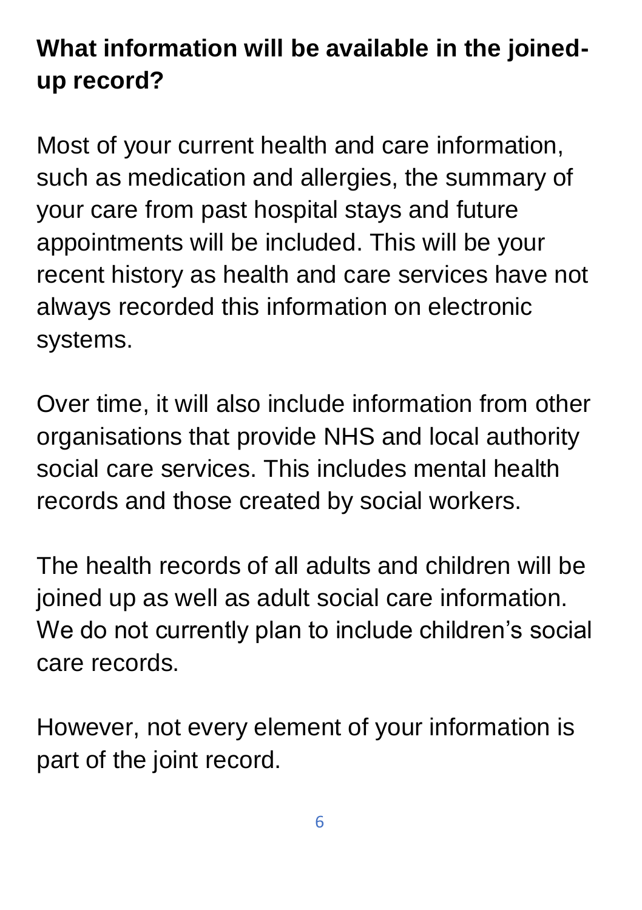## What information will be available in the joined-up record?

Most of your current health and care information, such as medication and allergies, the summary of your care from past hospital stays and future appointments will be included. This will be your recent history as health and care services have not always recorded this information on electronic systems.

Over time, it will also include information from other organisations that provide NHS and local authority social care services. This includes mental health records and those created by social workers.

The health records of all adults and children will be joined up as well as adult social care information. We do not currently plan to include children's social care records.

However, not every element of your information is part of the joint record.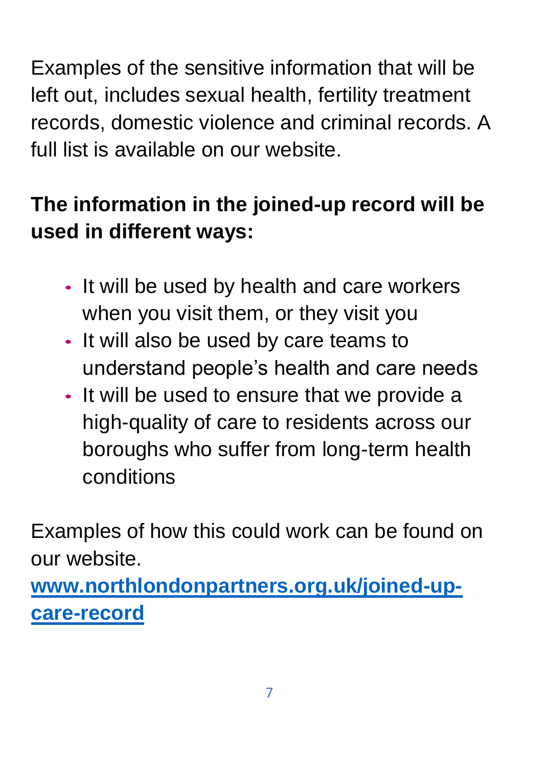Examples of the sensitive information that will be left out, includes sexual health, fertility treatment records, domestic violence and criminal records. A full list is available on our website.

**The information in the joined-up record will be used in different ways:**

- It will be used by health and care workers when you visit them, or they visit you
- It will also be used by care teams to understand people's health and care needs
- It will be used to ensure that we provide a high-quality of care to residents across our boroughs who suffer from long-term health conditions

Examples of how this could work can be found on our website.
**[www.northlondonpartners.org.uk/joined-up-care-record](www.northlondonpartners.org.uk/joined-up-care-record)**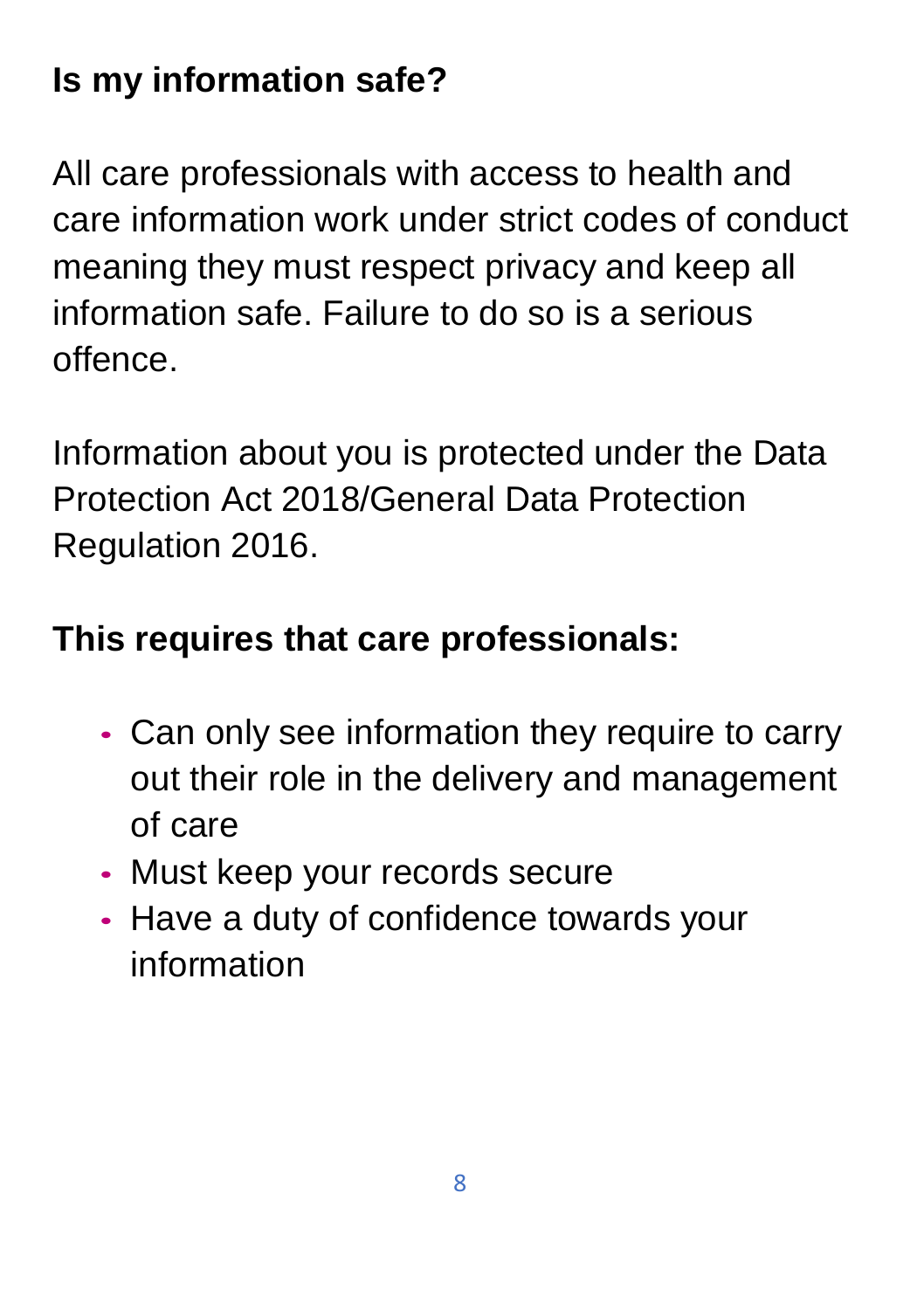## Is my information safe?

All care professionals with access to health and care information work under strict codes of conduct meaning they must respect privacy and keep all information safe. Failure to do so is a serious offence.

Information about you is protected under the Data Protection Act 2018/General Data Protection Regulation 2016.

**This requires that care professionals:**

- Can only see information they require to carry out their role in the delivery and management of care
- Must keep your records secure
- Have a duty of confidence towards your information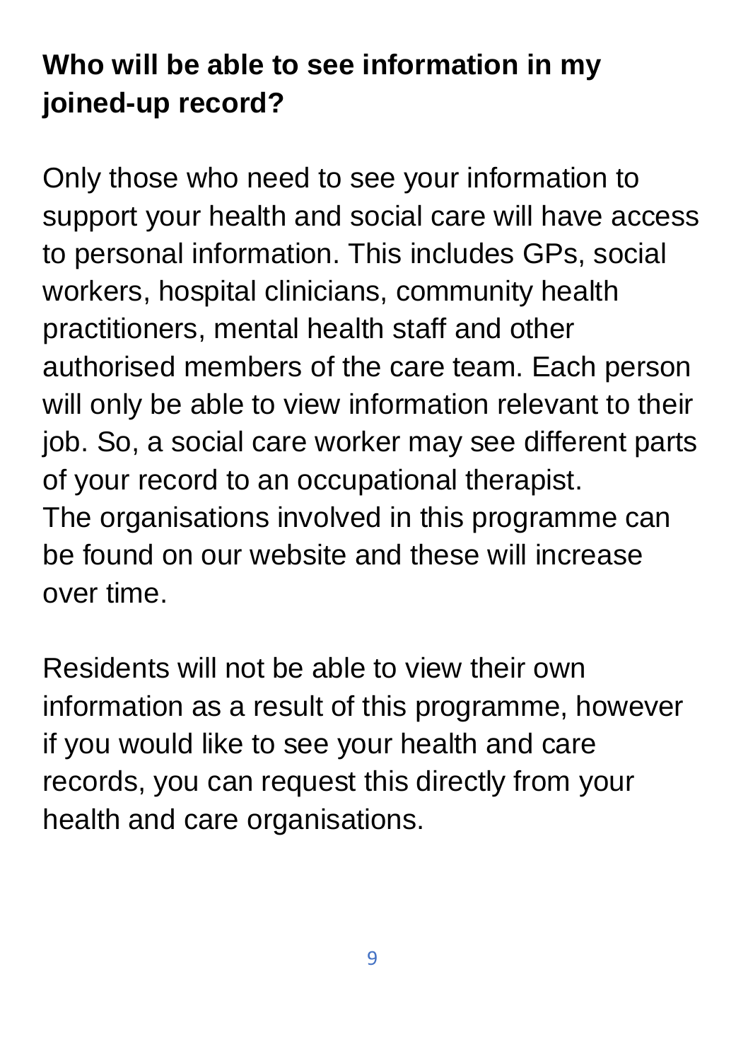## Who will be able to see information in my joined-up record?

Only those who need to see your information to support your health and social care will have access to personal information. This includes GPs, social workers, hospital clinicians, community health practitioners, mental health staff and other authorised members of the care team. Each person will only be able to view information relevant to their job. So, a social care worker may see different parts of your record to an occupational therapist.
The organisations involved in this programme can be found on our website and these will increase over time.

Residents will not be able to view their own information as a result of this programme, however if you would like to see your health and care records, you can request this directly from your health and care organisations.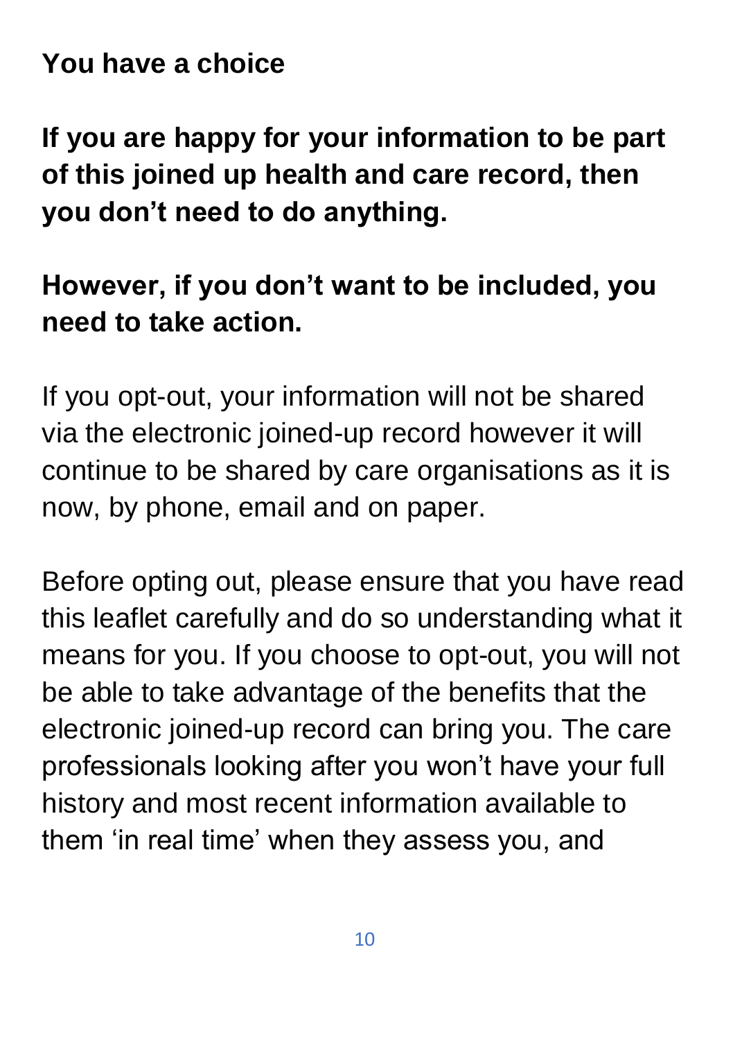## You have a choice

**If you are happy for your information to be part of this joined up health and care record, then you don't need to do anything.**

**However, if you don't want to be included, you need to take action.**

If you opt-out, your information will not be shared via the electronic joined-up record however it will continue to be shared by care organisations as it is now, by phone, email and on paper.

Before opting out, please ensure that you have read this leaflet carefully and do so understanding what it means for you. If you choose to opt-out, you will not be able to take advantage of the benefits that the electronic joined-up record can bring you. The care professionals looking after you won't have your full history and most recent information available to them 'in real time' when they assess you, and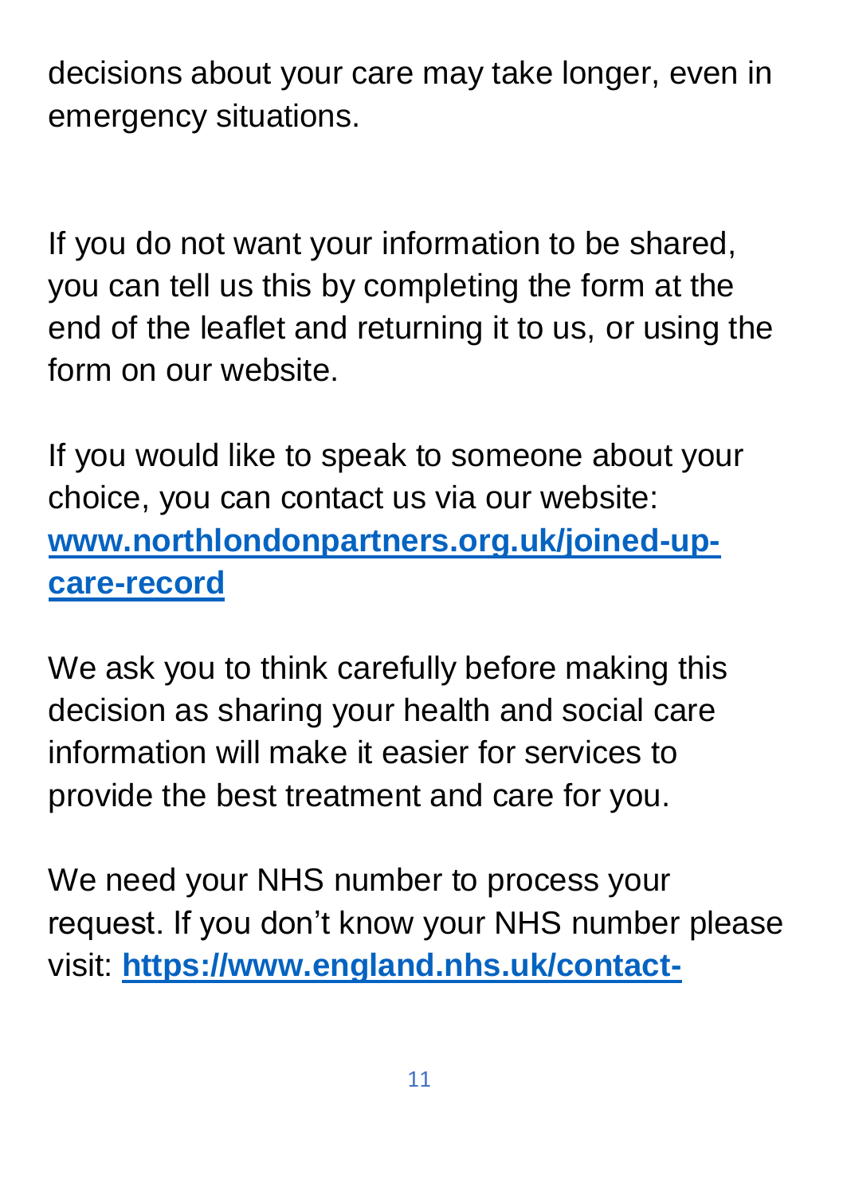decisions about your care may take longer, even in emergency situations.

If you do not want your information to be shared, you can tell us this by completing the form at the end of the leaflet and returning it to us, or using the form on our website.

If you would like to speak to someone about your choice, you can contact us via our website: **[www.northlondonpartners.org.uk/joined-up-care-record](www.northlondonpartners.org.uk/joined-up-care-record)**

We ask you to think carefully before making this decision as sharing your health and social care information will make it easier for services to provide the best treatment and care for you.

We need your NHS number to process your request. If you don't know your NHS number please visit: **https://www.england.nhs.uk/contact-**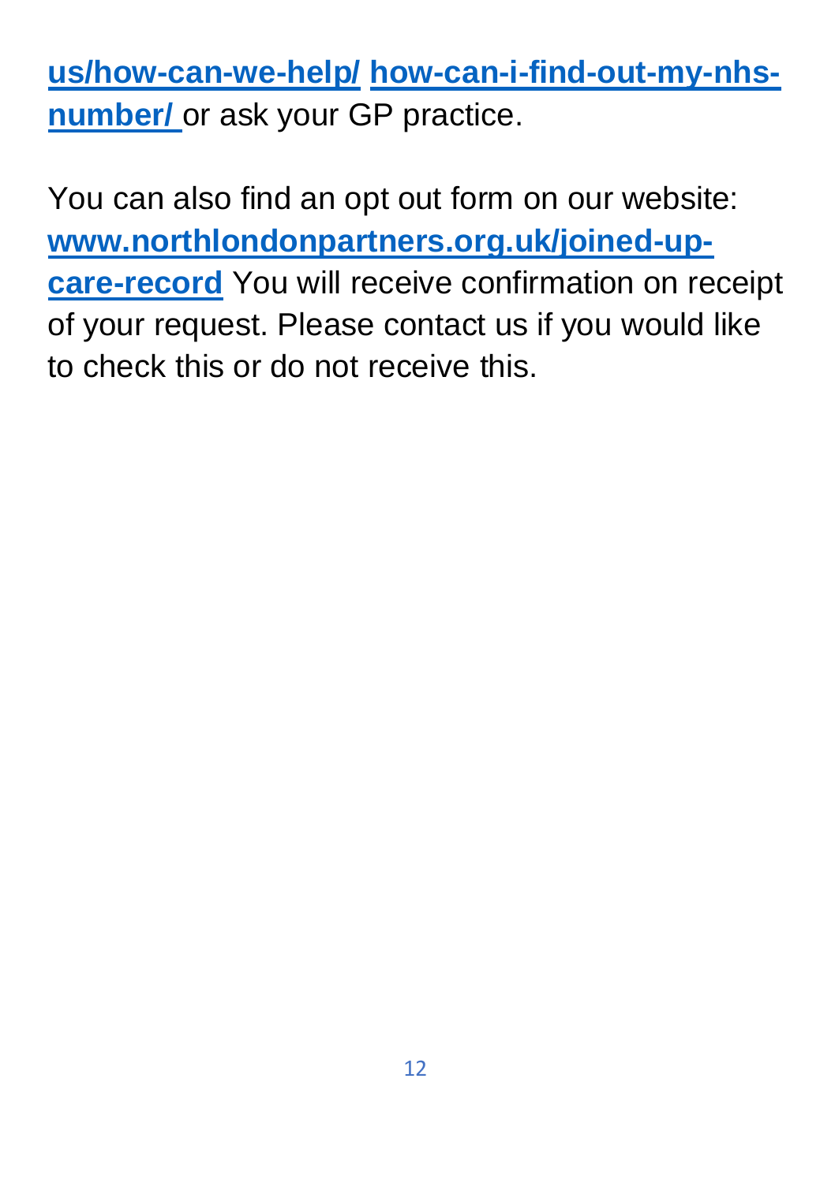**us/how-can-we-help/ how-can-i-find-out-my-nhs-number/** or ask your GP practice.

You can also find an opt out form on our website: **www.northlondonpartners.org.uk/joined-up-care-record** You will receive confirmation on receipt of your request. Please contact us if you would like to check this or do not receive this.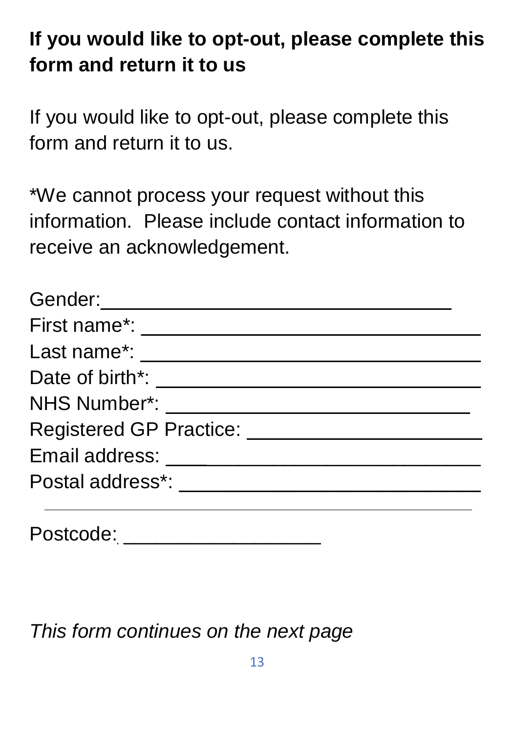## If you would like to opt-out, please complete this form and return it to us

If you would like to opt-out, please complete this form and return it to us.

*We cannot process your request without this information. Please include contact information to receive an acknowledgement.

Gender: ______________________________

First name*: ______________________________

Last name*: ______________________________

Date of birth*: ______________________________

NHS Number*: ______________________________

Registered GP Practice: ______________________________

Email address: ______________________________

Postal address*: ______________________________

______________________________

Postcode: __________________

*This form continues on the next page*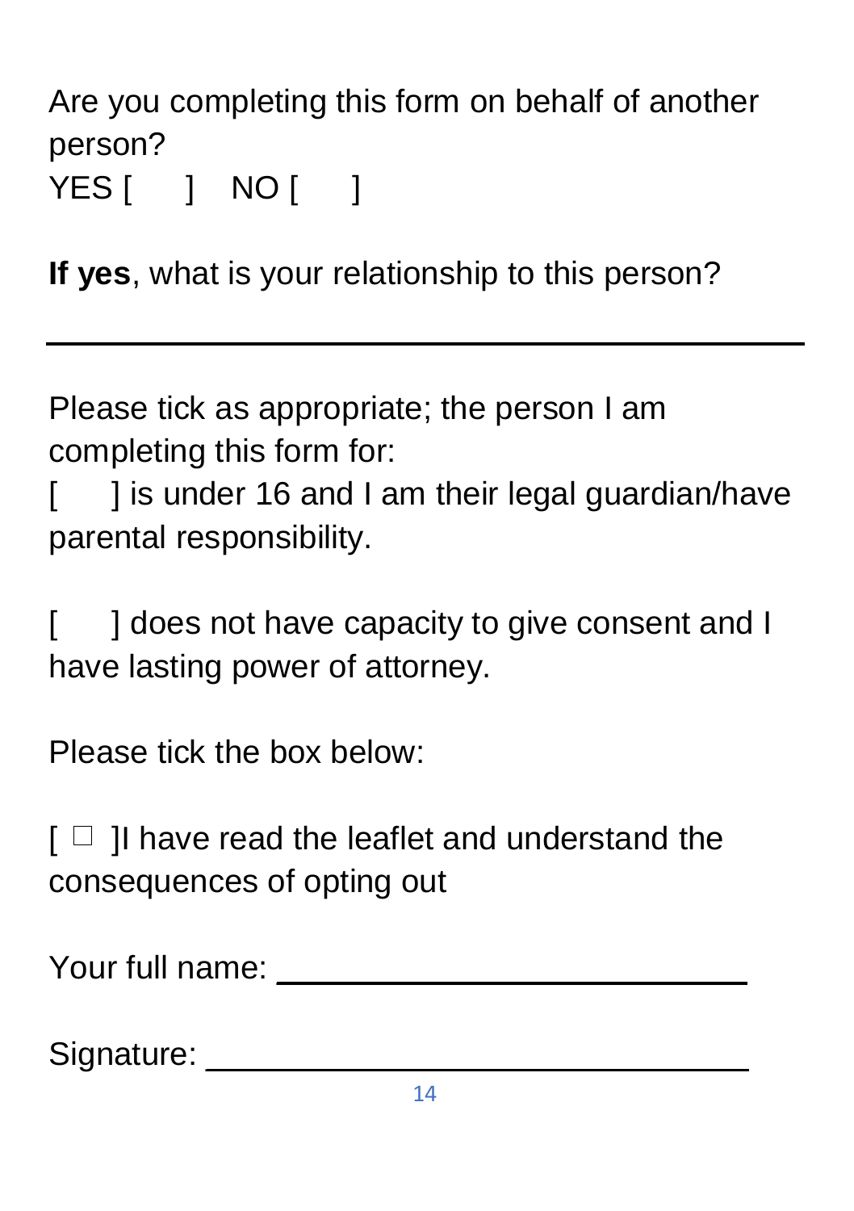Are you completing this form on behalf of another person?

YES [ ] NO [ ]

**If yes**, what is your relationship to this person?

---

Please tick as appropriate; the person I am completing this form for:

[ ] is under 16 and I am their legal guardian/have parental responsibility.

[ ] does not have capacity to give consent and I have lasting power of attorney.

Please tick the box below:

[ ☐ ]I have read the leaflet and understand the consequences of opting out

Your full name: ______________________________

Signature: ___________________________________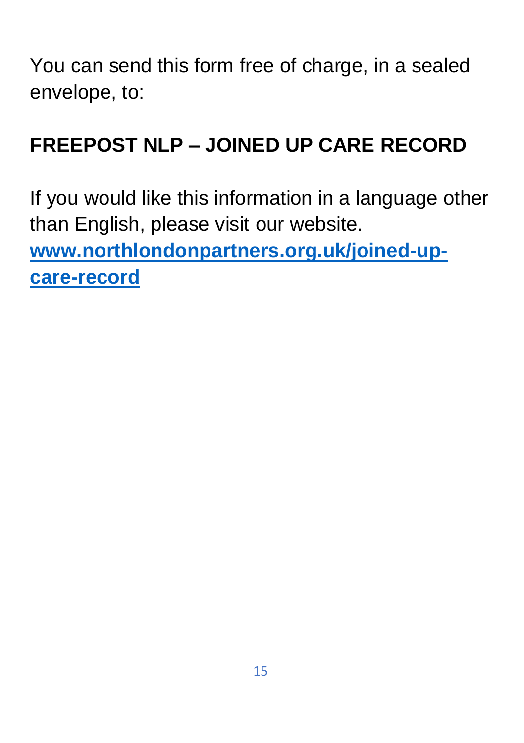You can send this form free of charge, in a sealed envelope, to:

**FREEPOST NLP – JOINED UP CARE RECORD**

If you would like this information in a language other than English, please visit our website. **[www.northlondonpartners.org.uk/joined-up-care-record](www.northlondonpartners.org.uk/joined-up-care-record)**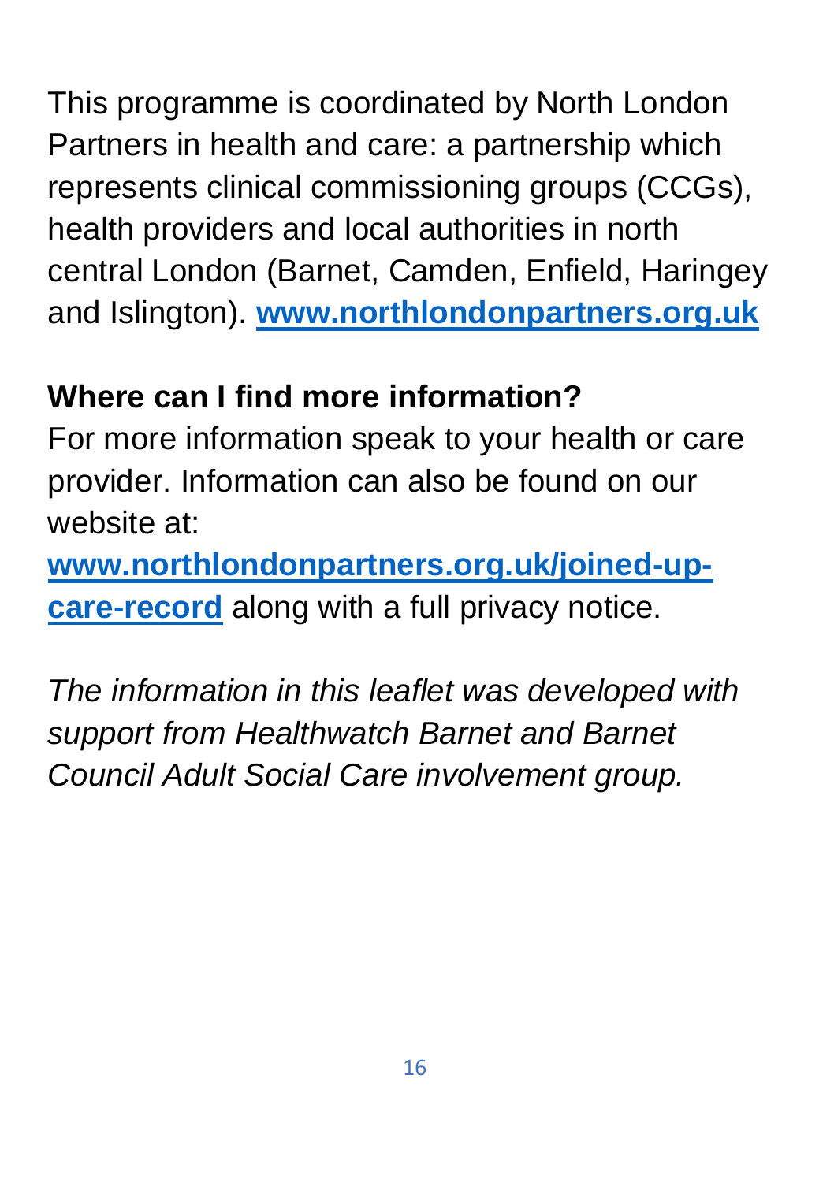This programme is coordinated by North London Partners in health and care: a partnership which represents clinical commissioning groups (CCGs), health providers and local authorities in north central London (Barnet, Camden, Enfield, Haringey and Islington). **www.northlondonpartners.org.uk**

**Where can I find more information?**

For more information speak to your health or care provider. Information can also be found on our website at: **www.northlondonpartners.org.uk/joined-up-care-record** along with a full privacy notice.

*The information in this leaflet was developed with support from Healthwatch Barnet and Barnet Council Adult Social Care involvement group.*